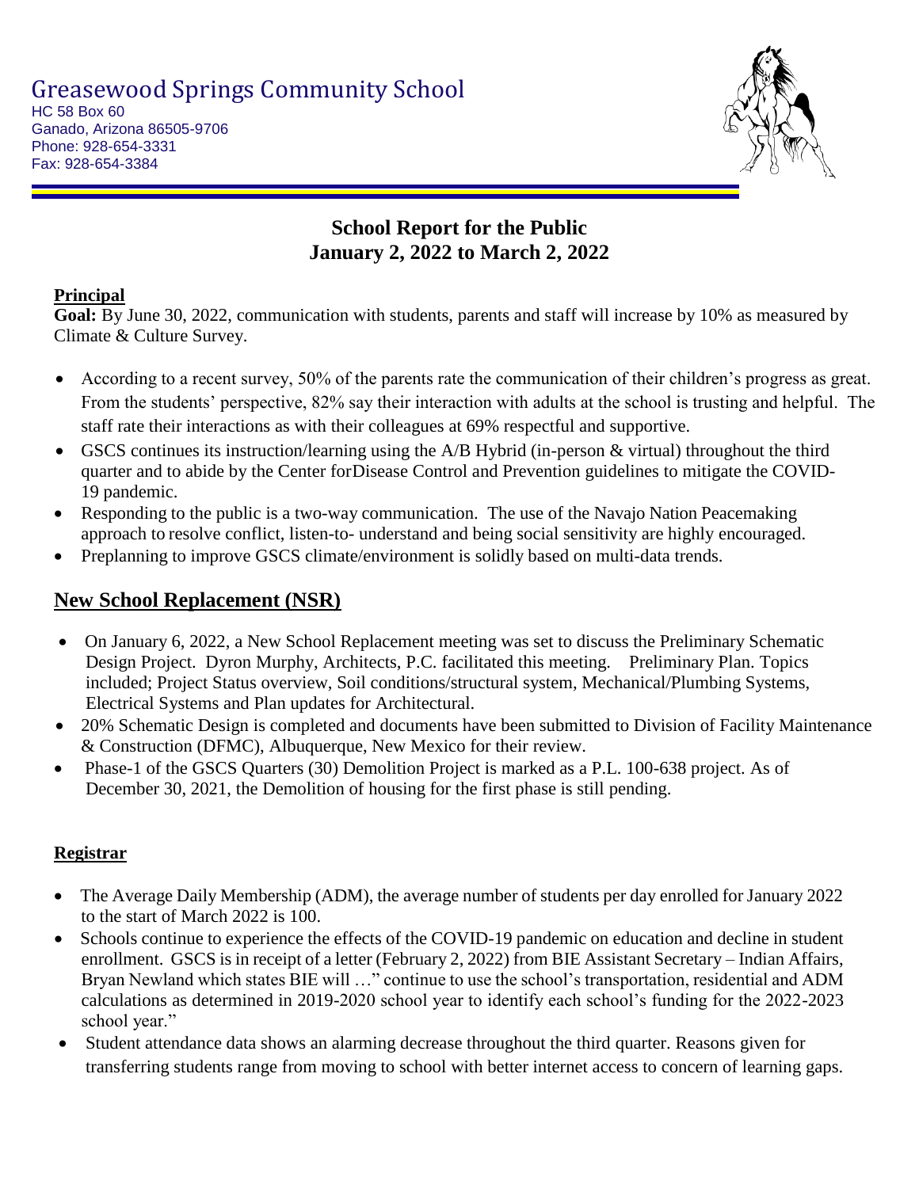# Greasewood Springs Community School

HC 58 Box 60
Ganado, Arizona 86505-9706
Phone: 928-654-3331
Fax: 928-654-3384

## School Report for the Public
## January 2, 2022 to March 2, 2022

### Principal

**Goal:** By June 30, 2022, communication with students, parents and staff will increase by 10% as measured by Climate & Culture Survey.

- According to a recent survey, 50% of the parents rate the communication of their children's progress as great. From the students' perspective, 82% say their interaction with adults at the school is trusting and helpful. The staff rate their interactions as with their colleagues at 69% respectful and supportive.
- GSCS continues its instruction/learning using the A/B Hybrid (in-person & virtual) throughout the third quarter and to abide by the Center forDisease Control and Prevention guidelines to mitigate the COVID-19 pandemic.
- Responding to the public is a two-way communication. The use of the Navajo Nation Peacemaking approach to resolve conflict, listen-to- understand and being social sensitivity are highly encouraged.
- Preplanning to improve GSCS climate/environment is solidly based on multi-data trends.

## New School Replacement (NSR)

- On January 6, 2022, a New School Replacement meeting was set to discuss the Preliminary Schematic Design Project. Dyron Murphy, Architects, P.C. facilitated this meeting. Preliminary Plan. Topics included; Project Status overview, Soil conditions/structural system, Mechanical/Plumbing Systems, Electrical Systems and Plan updates for Architectural.
- 20% Schematic Design is completed and documents have been submitted to Division of Facility Maintenance & Construction (DFMC), Albuquerque, New Mexico for their review.
- Phase-1 of the GSCS Quarters (30) Demolition Project is marked as a P.L. 100-638 project. As of December 30, 2021, the Demolition of housing for the first phase is still pending.

### Registrar

- The Average Daily Membership (ADM), the average number of students per day enrolled for January 2022 to the start of March 2022 is 100.
- Schools continue to experience the effects of the COVID-19 pandemic on education and decline in student enrollment. GSCS is in receipt of a letter (February 2, 2022) from BIE Assistant Secretary – Indian Affairs, Bryan Newland which states BIE will …" continue to use the school's transportation, residential and ADM calculations as determined in 2019-2020 school year to identify each school's funding for the 2022-2023 school year."
- Student attendance data shows an alarming decrease throughout the third quarter. Reasons given for transferring students range from moving to school with better internet access to concern of learning gaps.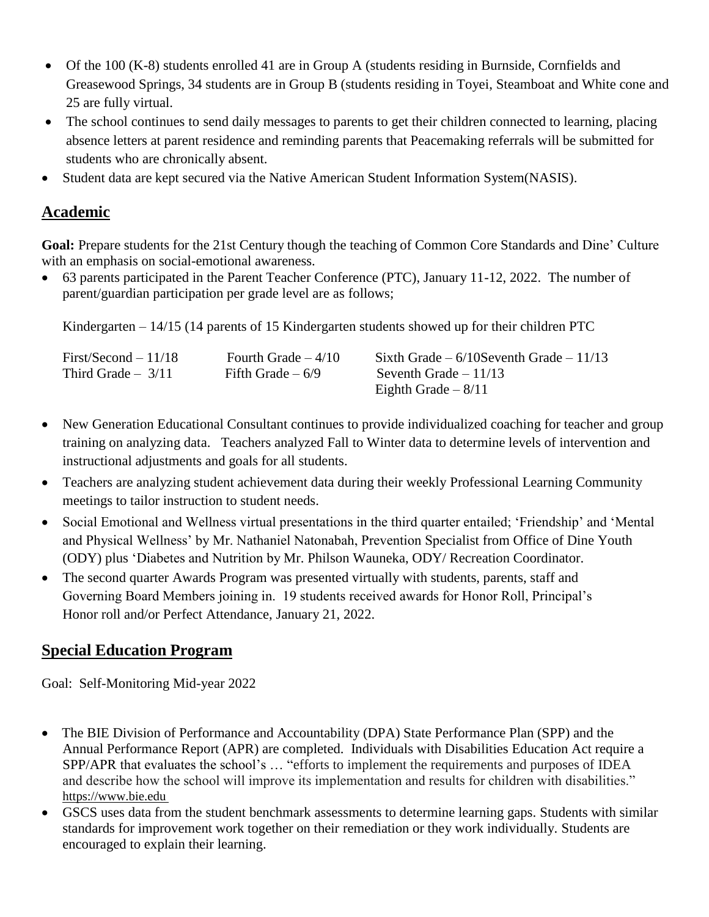- Of the 100 (K-8) students enrolled 41 are in Group A (students residing in Burnside, Cornfields and Greasewood Springs, 34 students are in Group B (students residing in Toyei, Steamboat and White cone and 25 are fully virtual.
- The school continues to send daily messages to parents to get their children connected to learning, placing absence letters at parent residence and reminding parents that Peacemaking referrals will be submitted for students who are chronically absent.
- Student data are kept secured via the Native American Student Information System(NASIS).

## Academic

**Goal:** Prepare students for the 21st Century though the teaching of Common Core Standards and Dine' Culture with an emphasis on social-emotional awareness.

- 63 parents participated in the Parent Teacher Conference (PTC), January 11-12, 2022. The number of parent/guardian participation per grade level are as follows;

  Kindergarten – 14/15 (14 parents of 15 Kindergarten students showed up for their children PTC

  | | | |
  |---|---|---|
  | First/Second – 11/18 | Fourth Grade – 4/10 | Sixth Grade – 6/10Seventh Grade – 11/13 |
  | Third Grade – 3/11 | Fifth Grade – 6/9 | Seventh Grade – 11/13 |
  | | | Eighth Grade – 8/11 |

- New Generation Educational Consultant continues to provide individualized coaching for teacher and group training on analyzing data. Teachers analyzed Fall to Winter data to determine levels of intervention and instructional adjustments and goals for all students.
- Teachers are analyzing student achievement data during their weekly Professional Learning Community meetings to tailor instruction to student needs.
- Social Emotional and Wellness virtual presentations in the third quarter entailed; 'Friendship' and 'Mental and Physical Wellness' by Mr. Nathaniel Natonabah, Prevention Specialist from Office of Dine Youth (ODY) plus 'Diabetes and Nutrition by Mr. Philson Wauneka, ODY/ Recreation Coordinator.
- The second quarter Awards Program was presented virtually with students, parents, staff and Governing Board Members joining in. 19 students received awards for Honor Roll, Principal's Honor roll and/or Perfect Attendance, January 21, 2022.

## Special Education Program

Goal: Self-Monitoring Mid-year 2022

- The BIE Division of Performance and Accountability (DPA) State Performance Plan (SPP) and the Annual Performance Report (APR) are completed. Individuals with Disabilities Education Act require a SPP/APR that evaluates the school's … "efforts to implement the requirements and purposes of IDEA and describe how the school will improve its implementation and results for children with disabilities." https://www.bie.edu
- GSCS uses data from the student benchmark assessments to determine learning gaps. Students with similar standards for improvement work together on their remediation or they work individually. Students are encouraged to explain their learning.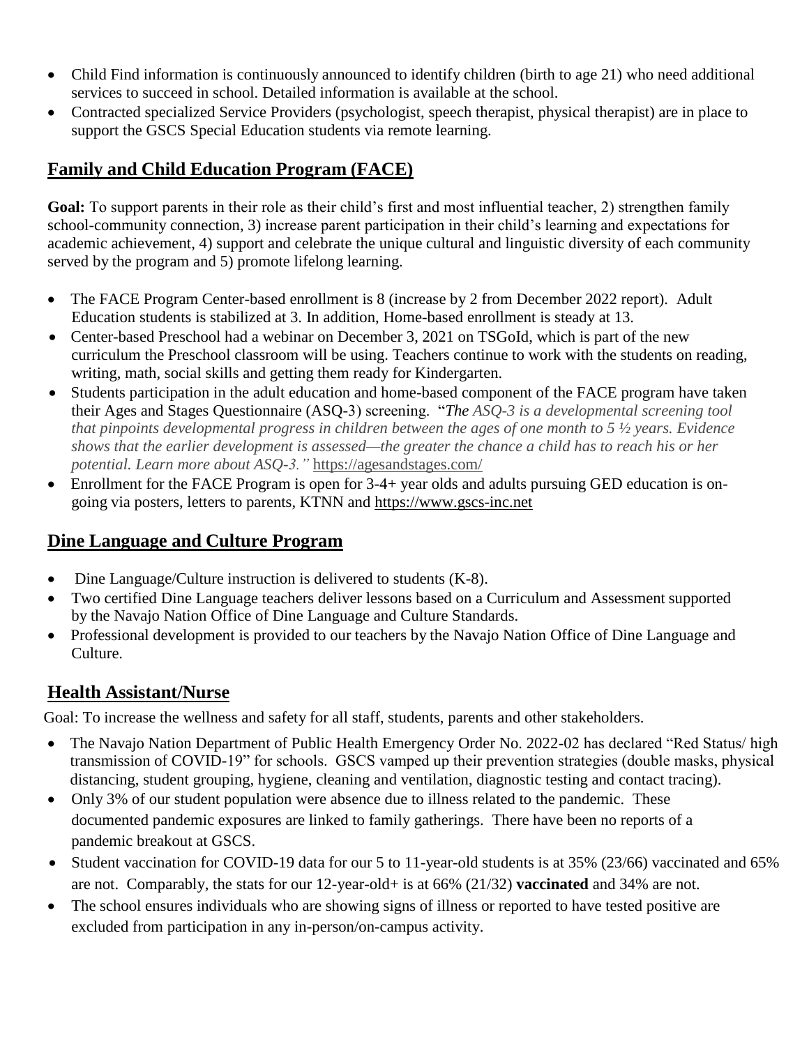- Child Find information is continuously announced to identify children (birth to age 21) who need additional services to succeed in school. Detailed information is available at the school.
- Contracted specialized Service Providers (psychologist, speech therapist, physical therapist) are in place to support the GSCS Special Education students via remote learning.

## Family and Child Education Program (FACE)

**Goal:** To support parents in their role as their child's first and most influential teacher, 2) strengthen family school-community connection, 3) increase parent participation in their child's learning and expectations for academic achievement, 4) support and celebrate the unique cultural and linguistic diversity of each community served by the program and 5) promote lifelong learning.

- The FACE Program Center-based enrollment is 8 (increase by 2 from December 2022 report). Adult Education students is stabilized at 3. In addition, Home-based enrollment is steady at 13.
- Center-based Preschool had a webinar on December 3, 2021 on TSGoId, which is part of the new curriculum the Preschool classroom will be using. Teachers continue to work with the students on reading, writing, math, social skills and getting them ready for Kindergarten.
- Students participation in the adult education and home-based component of the FACE program have taken their Ages and Stages Questionnaire (ASQ-3) screening. "*The ASQ-3 is a developmental screening tool that pinpoints developmental progress in children between the ages of one month to 5 ½ years. Evidence shows that the earlier development is assessed—the greater the chance a child has to reach his or her potential. Learn more about ASQ-3."* https://agesandstages.com/
- Enrollment for the FACE Program is open for 3-4+ year olds and adults pursuing GED education is on-going via posters, letters to parents, KTNN and https://www.gscs-inc.net

## Dine Language and Culture Program

- Dine Language/Culture instruction is delivered to students (K-8).
- Two certified Dine Language teachers deliver lessons based on a Curriculum and Assessment supported by the Navajo Nation Office of Dine Language and Culture Standards.
- Professional development is provided to our teachers by the Navajo Nation Office of Dine Language and Culture.

## Health Assistant/Nurse

Goal: To increase the wellness and safety for all staff, students, parents and other stakeholders.

- The Navajo Nation Department of Public Health Emergency Order No. 2022-02 has declared "Red Status/ high transmission of COVID-19" for schools. GSCS vamped up their prevention strategies (double masks, physical distancing, student grouping, hygiene, cleaning and ventilation, diagnostic testing and contact tracing).
- Only 3% of our student population were absence due to illness related to the pandemic. These documented pandemic exposures are linked to family gatherings. There have been no reports of a pandemic breakout at GSCS.
- Student vaccination for COVID-19 data for our 5 to 11-year-old students is at 35% (23/66) vaccinated and 65% are not. Comparably, the stats for our 12-year-old+ is at 66% (21/32) **vaccinated** and 34% are not.
- The school ensures individuals who are showing signs of illness or reported to have tested positive are excluded from participation in any in-person/on-campus activity.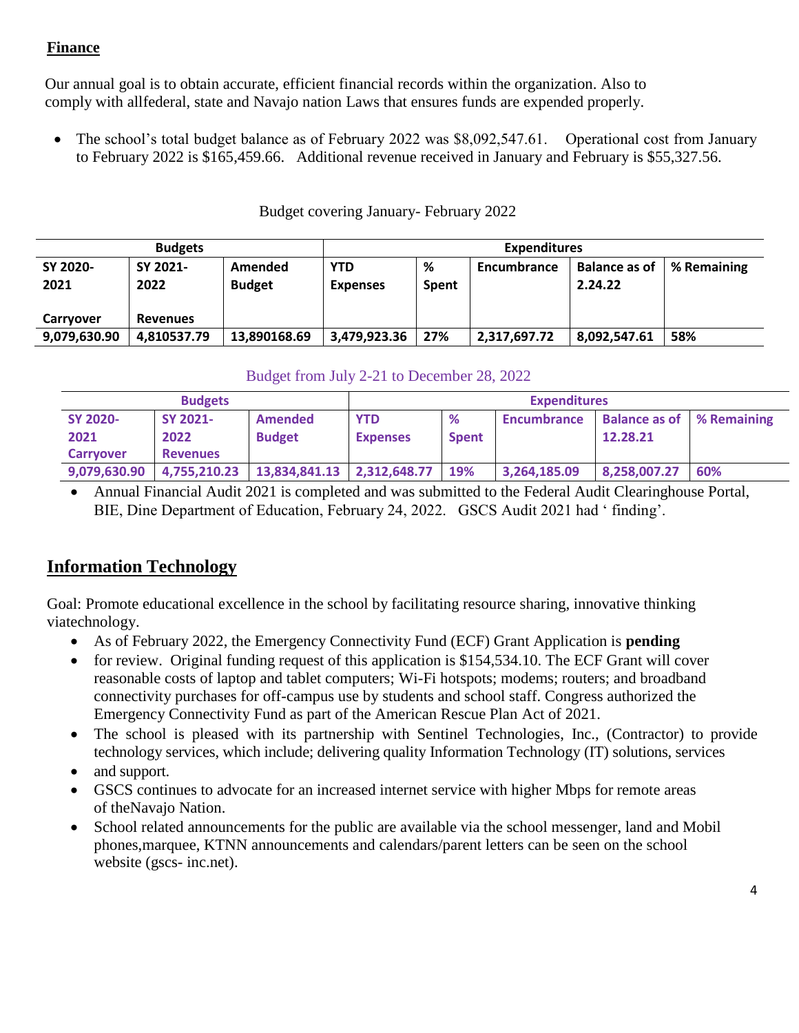## Finance

Our annual goal is to obtain accurate, efficient financial records within the organization. Also to comply with allfederal, state and Navajo nation Laws that ensures funds are expended properly.

- The school's total budget balance as of February 2022 was $8,092,547.61. Operational cost from January to February 2022 is $165,459.66. Additional revenue received in January and February is $55,327.56.

Budget covering January- February 2022

| Budgets | | | Expenditures | | | | |
|---|---|---|---|---|---|---|---|
| SY 2020-2021 Carryover | SY 2021-2022 Revenues | Amended Budget | YTD Expenses | % Spent | Encumbrance | Balance as of 2.24.22 | % Remaining |
| 9,079,630.90 | 4,810537.79 | 13,890168.69 | 3,479,923.36 | 27% | 2,317,697.72 | 8,092,547.61 | 58% |

Budget from July 2-21 to December 28, 2022

| Budgets | | | Expenditures | | | | |
|---|---|---|---|---|---|---|---|
| SY 2020-2021 Carryover | SY 2021-2022 Revenues | Amended Budget | YTD Expenses | % Spent | Encumbrance | Balance as of 12.28.21 | % Remaining |
| 9,079,630.90 | 4,755,210.23 | 13,834,841.13 | 2,312,648.77 | 19% | 3,264,185.09 | 8,258,007.27 | 60% |

- Annual Financial Audit 2021 is completed and was submitted to the Federal Audit Clearinghouse Portal, BIE, Dine Department of Education, February 24, 2022. GSCS Audit 2021 had ' finding'.

## Information Technology

Goal: Promote educational excellence in the school by facilitating resource sharing, innovative thinking viatechnology.

- As of February 2022, the Emergency Connectivity Fund (ECF) Grant Application is **pending**
- for review. Original funding request of this application is $154,534.10. The ECF Grant will cover reasonable costs of laptop and tablet computers; Wi-Fi hotspots; modems; routers; and broadband connectivity purchases for off-campus use by students and school staff. Congress authorized the Emergency Connectivity Fund as part of the American Rescue Plan Act of 2021.
- The school is pleased with its partnership with Sentinel Technologies, Inc., (Contractor) to provide technology services, which include; delivering quality Information Technology (IT) solutions, services
- and support.
- GSCS continues to advocate for an increased internet service with higher Mbps for remote areas of theNavajo Nation.
- School related announcements for the public are available via the school messenger, land and Mobil phones,marquee, KTNN announcements and calendars/parent letters can be seen on the school website (gscs- inc.net).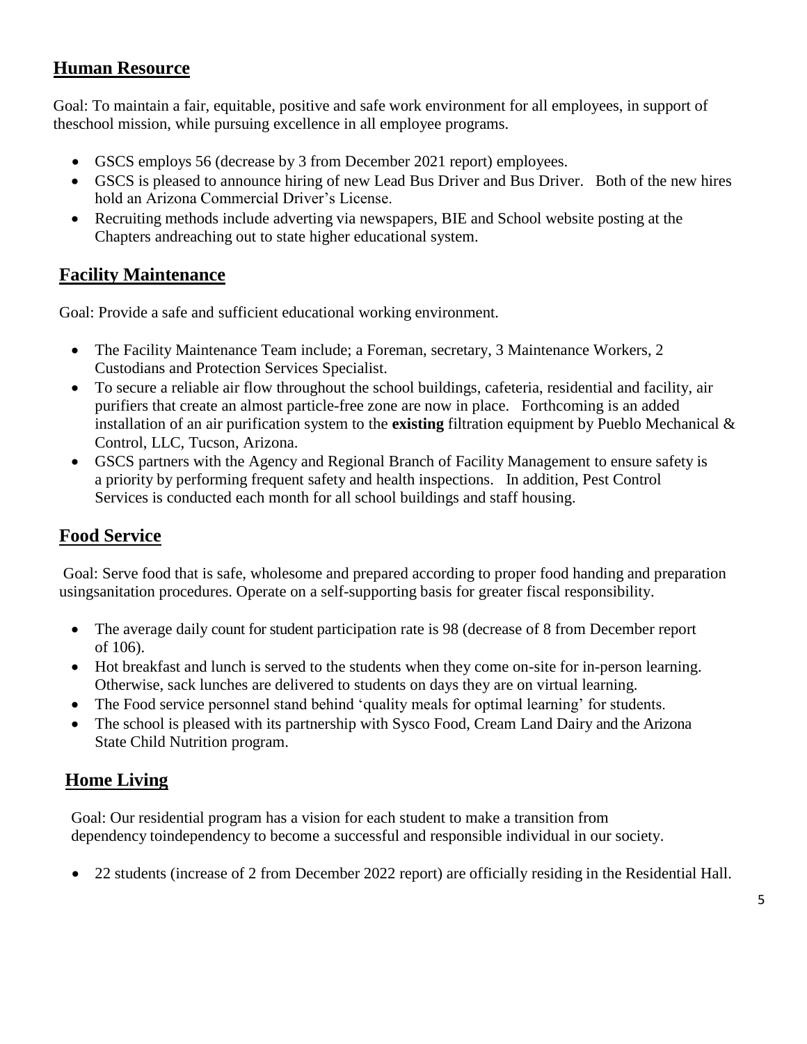## Human Resource

Goal: To maintain a fair, equitable, positive and safe work environment for all employees, in support of theschool mission, while pursuing excellence in all employee programs.

- GSCS employs 56 (decrease by 3 from December 2021 report) employees.
- GSCS is pleased to announce hiring of new Lead Bus Driver and Bus Driver. Both of the new hires hold an Arizona Commercial Driver's License.
- Recruiting methods include adverting via newspapers, BIE and School website posting at the Chapters andreaching out to state higher educational system.

## Facility Maintenance

Goal: Provide a safe and sufficient educational working environment.

- The Facility Maintenance Team include; a Foreman, secretary, 3 Maintenance Workers, 2 Custodians and Protection Services Specialist.
- To secure a reliable air flow throughout the school buildings, cafeteria, residential and facility, air purifiers that create an almost particle-free zone are now in place. Forthcoming is an added installation of an air purification system to the **existing** filtration equipment by Pueblo Mechanical & Control, LLC, Tucson, Arizona.
- GSCS partners with the Agency and Regional Branch of Facility Management to ensure safety is a priority by performing frequent safety and health inspections. In addition, Pest Control Services is conducted each month for all school buildings and staff housing.

## Food Service

Goal: Serve food that is safe, wholesome and prepared according to proper food handing and preparation usingsanitation procedures. Operate on a self-supporting basis for greater fiscal responsibility.

- The average daily count for student participation rate is 98 (decrease of 8 from December report of 106).
- Hot breakfast and lunch is served to the students when they come on-site for in-person learning. Otherwise, sack lunches are delivered to students on days they are on virtual learning.
- The Food service personnel stand behind 'quality meals for optimal learning' for students.
- The school is pleased with its partnership with Sysco Food, Cream Land Dairy and the Arizona State Child Nutrition program.

## Home Living

Goal: Our residential program has a vision for each student to make a transition from dependency toindependency to become a successful and responsible individual in our society.

- 22 students (increase of 2 from December 2022 report) are officially residing in the Residential Hall.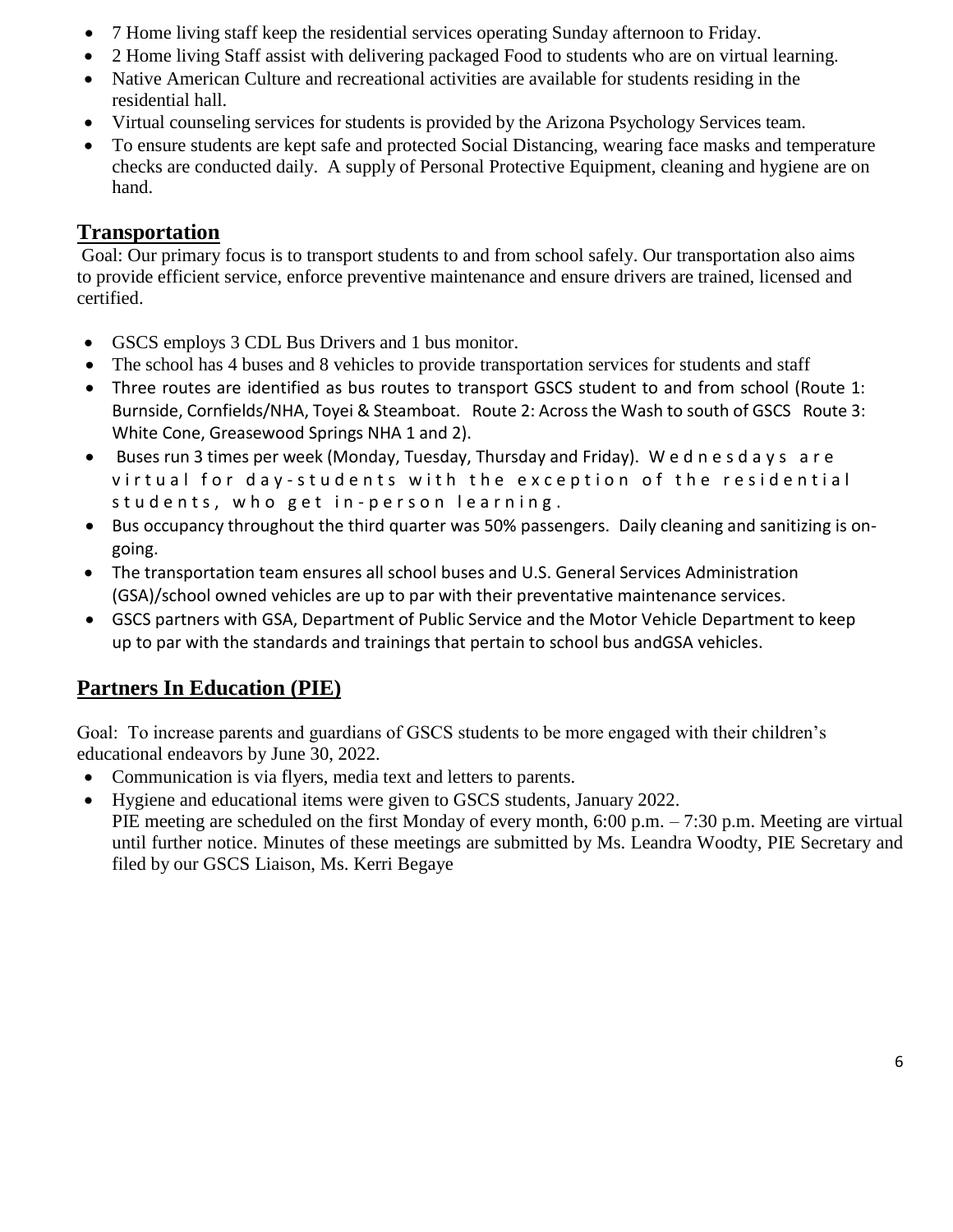- 7 Home living staff keep the residential services operating Sunday afternoon to Friday.
- 2 Home living Staff assist with delivering packaged Food to students who are on virtual learning.
- Native American Culture and recreational activities are available for students residing in the residential hall.
- Virtual counseling services for students is provided by the Arizona Psychology Services team.
- To ensure students are kept safe and protected Social Distancing, wearing face masks and temperature checks are conducted daily. A supply of Personal Protective Equipment, cleaning and hygiene are on hand.

## Transportation

Goal: Our primary focus is to transport students to and from school safely. Our transportation also aims to provide efficient service, enforce preventive maintenance and ensure drivers are trained, licensed and certified.

- GSCS employs 3 CDL Bus Drivers and 1 bus monitor.
- The school has 4 buses and 8 vehicles to provide transportation services for students and staff
- Three routes are identified as bus routes to transport GSCS student to and from school (Route 1: Burnside, Cornfields/NHA, Toyei & Steamboat. Route 2: Across the Wash to south of GSCS Route 3: White Cone, Greasewood Springs NHA 1 and 2).
- Buses run 3 times per week (Monday, Tuesday, Thursday and Friday). Wednesdays are virtual for day-students with the exception of the residential students, who get in-person learning.
- Bus occupancy throughout the third quarter was 50% passengers. Daily cleaning and sanitizing is on-going.
- The transportation team ensures all school buses and U.S. General Services Administration (GSA)/school owned vehicles are up to par with their preventative maintenance services.
- GSCS partners with GSA, Department of Public Service and the Motor Vehicle Department to keep up to par with the standards and trainings that pertain to school bus andGSA vehicles.

## Partners In Education (PIE)

Goal: To increase parents and guardians of GSCS students to be more engaged with their children's educational endeavors by June 30, 2022.

- Communication is via flyers, media text and letters to parents.
- Hygiene and educational items were given to GSCS students, January 2022.
  PIE meeting are scheduled on the first Monday of every month, 6:00 p.m. – 7:30 p.m. Meeting are virtual until further notice. Minutes of these meetings are submitted by Ms. Leandra Woodty, PIE Secretary and filed by our GSCS Liaison, Ms. Kerri Begaye